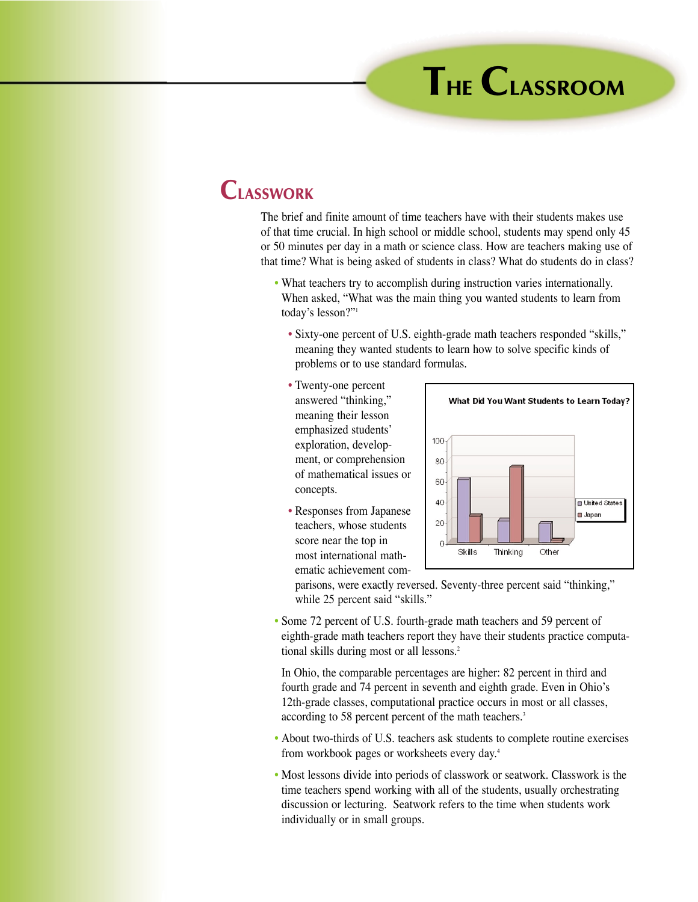# The Classroom

## Classwork

The brief and finite amount of time teachers have with their students makes use of that time crucial. In high school or middle school, students may spend only 45 or 50 minutes per day in a math or science class. How are teachers making use of that time? What is being asked of students in class? What do students do in class?

- What teachers try to accomplish during instruction varies internationally. When asked, "What was the main thing you wanted students to learn from today's lesson?"[1]
  - Sixty-one percent of U.S. eighth-grade math teachers responded "skills," meaning they wanted students to learn how to solve specific kinds of problems or to use standard formulas.
  - Twenty-one percent answered "thinking," meaning their lesson emphasized students' exploration, development, or comprehension of mathematical issues or concepts.
  - Responses from Japanese teachers, whose students score near the top in most international mathematic achievement comparisons, were exactly reversed. Seventy-three percent said "thinking," while 25 percent said "skills."

- Some 72 percent of U.S. fourth-grade math teachers and 59 percent of eighth-grade math teachers report they have their students practice computational skills during most or all lessons.[2]

  In Ohio, the comparable percentages are higher: 82 percent in third and fourth grade and 74 percent in seventh and eighth grade. Even in Ohio's 12th-grade classes, computational practice occurs in most or all classes, according to 58 percent percent of the math teachers.[3]

- About two-thirds of U.S. teachers ask students to complete routine exercises from workbook pages or worksheets every day.[4]

- Most lessons divide into periods of classwork or seatwork. Classwork is the time teachers spend working with all of the students, usually orchestrating discussion or lecturing. Seatwork refers to the time when students work individually or in small groups.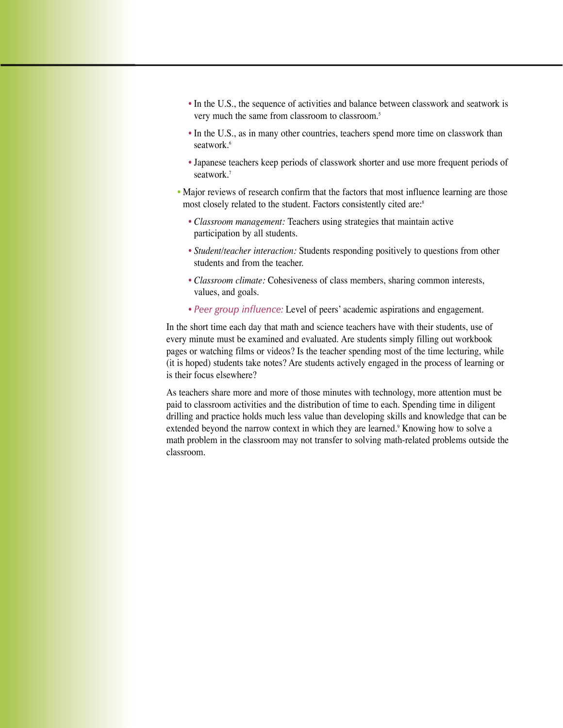- In the U.S., the sequence of activities and balance between classwork and seatwork is very much the same from classroom to classroom.[5]
  - In the U.S., as in many other countries, teachers spend more time on classwork than seatwork.[6]
  - Japanese teachers keep periods of classwork shorter and use more frequent periods of seatwork.[7]
- Major reviews of research confirm that the factors that most influence learning are those most closely related to the student. Factors consistently cited are:[8]
  - *Classroom management:* Teachers using strategies that maintain active participation by all students.
  - *Student/teacher interaction:* Students responding positively to questions from other students and from the teacher.
  - *Classroom climate:* Cohesiveness of class members, sharing common interests, values, and goals.
  - *Peer group influence:* Level of peers' academic aspirations and engagement.

In the short time each day that math and science teachers have with their students, use of every minute must be examined and evaluated. Are students simply filling out workbook pages or watching films or videos? Is the teacher spending most of the time lecturing, while (it is hoped) students take notes? Are students actively engaged in the process of learning or is their focus elsewhere?

As teachers share more and more of those minutes with technology, more attention must be paid to classroom activities and the distribution of time to each. Spending time in diligent drilling and practice holds much less value than developing skills and knowledge that can be extended beyond the narrow context in which they are learned.[9] Knowing how to solve a math problem in the classroom may not transfer to solving math-related problems outside the classroom.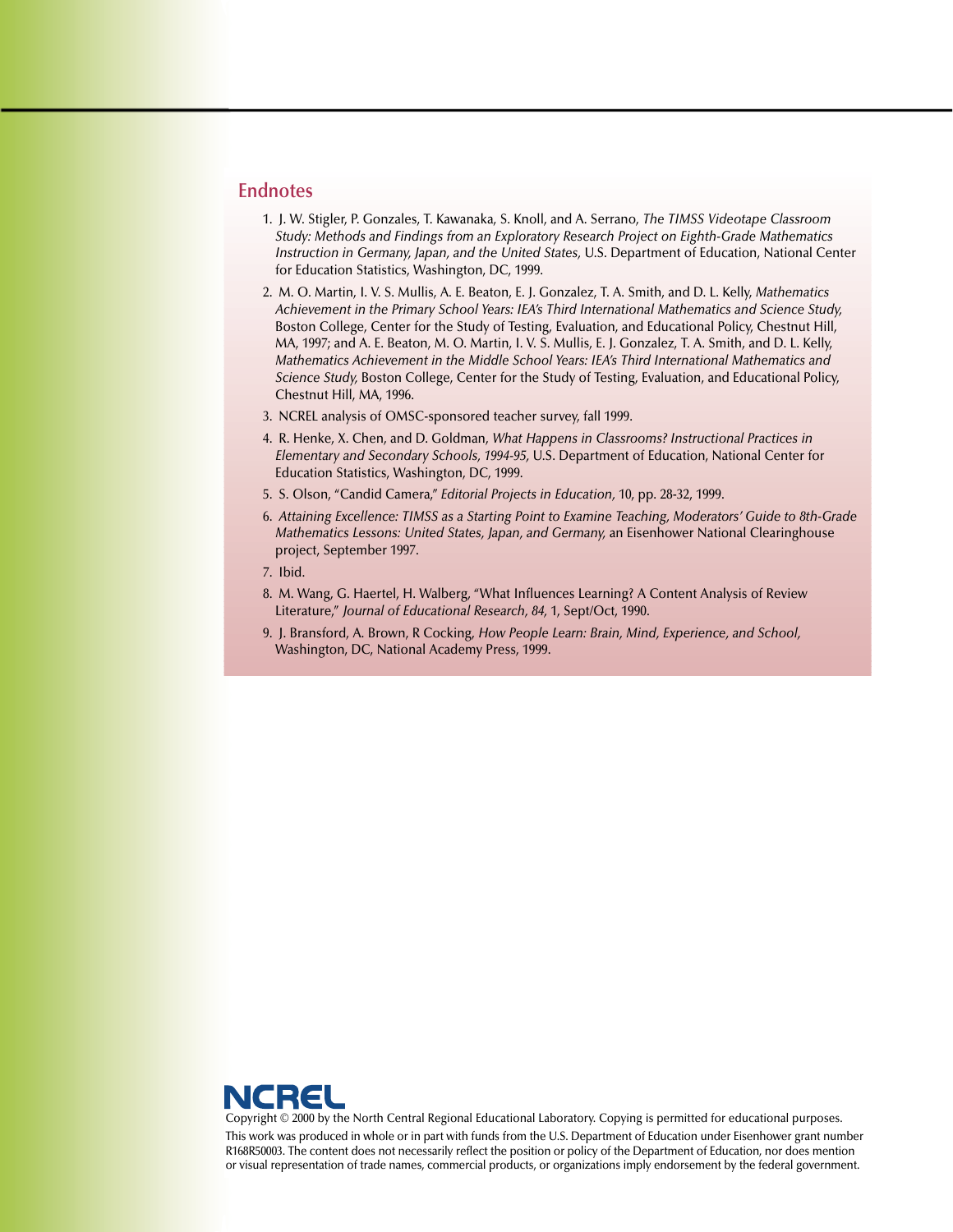## Endnotes

1. J. W. Stigler, P. Gonzales, T. Kawanaka, S. Knoll, and A. Serrano, *The TIMSS Videotape Classroom Study: Methods and Findings from an Exploratory Research Project on Eighth-Grade Mathematics Instruction in Germany, Japan, and the United States,* U.S. Department of Education, National Center for Education Statistics, Washington, DC, 1999.
2. M. O. Martin, I. V. S. Mullis, A. E. Beaton, E. J. Gonzalez, T. A. Smith, and D. L. Kelly, *Mathematics Achievement in the Primary School Years: IEA's Third International Mathematics and Science Study,* Boston College, Center for the Study of Testing, Evaluation, and Educational Policy, Chestnut Hill, MA, 1997; and A. E. Beaton, M. O. Martin, I. V. S. Mullis, E. J. Gonzalez, T. A. Smith, and D. L. Kelly, *Mathematics Achievement in the Middle School Years: IEA's Third International Mathematics and Science Study,* Boston College, Center for the Study of Testing, Evaluation, and Educational Policy, Chestnut Hill, MA, 1996.
3. NCREL analysis of OMSC-sponsored teacher survey, fall 1999.
4. R. Henke, X. Chen, and D. Goldman, *What Happens in Classrooms? Instructional Practices in Elementary and Secondary Schools, 1994-95,* U.S. Department of Education, National Center for Education Statistics, Washington, DC, 1999.
5. S. Olson, "Candid Camera," *Editorial Projects in Education,* 10, pp. 28-32, 1999.
6. *Attaining Excellence: TIMSS as a Starting Point to Examine Teaching, Moderators' Guide to 8th-Grade Mathematics Lessons: United States, Japan, and Germany,* an Eisenhower National Clearinghouse project, September 1997.
7. Ibid.
8. M. Wang, G. Haertel, H. Walberg, "What Influences Learning? A Content Analysis of Review Literature," *Journal of Educational Research*, *84,* 1, Sept/Oct, 1990.
9. J. Bransford, A. Brown, R Cocking, *How People Learn: Brain, Mind, Experience, and School,* Washington, DC, National Academy Press, 1999.

NCREL

Copyright © 2000 by the North Central Regional Educational Laboratory. Copying is permitted for educational purposes.

This work was produced in whole or in part with funds from the U.S. Department of Education under Eisenhower grant number R168R50003. The content does not necessarily reflect the position or policy of the Department of Education, nor does mention or visual representation of trade names, commercial products, or organizations imply endorsement by the federal government.